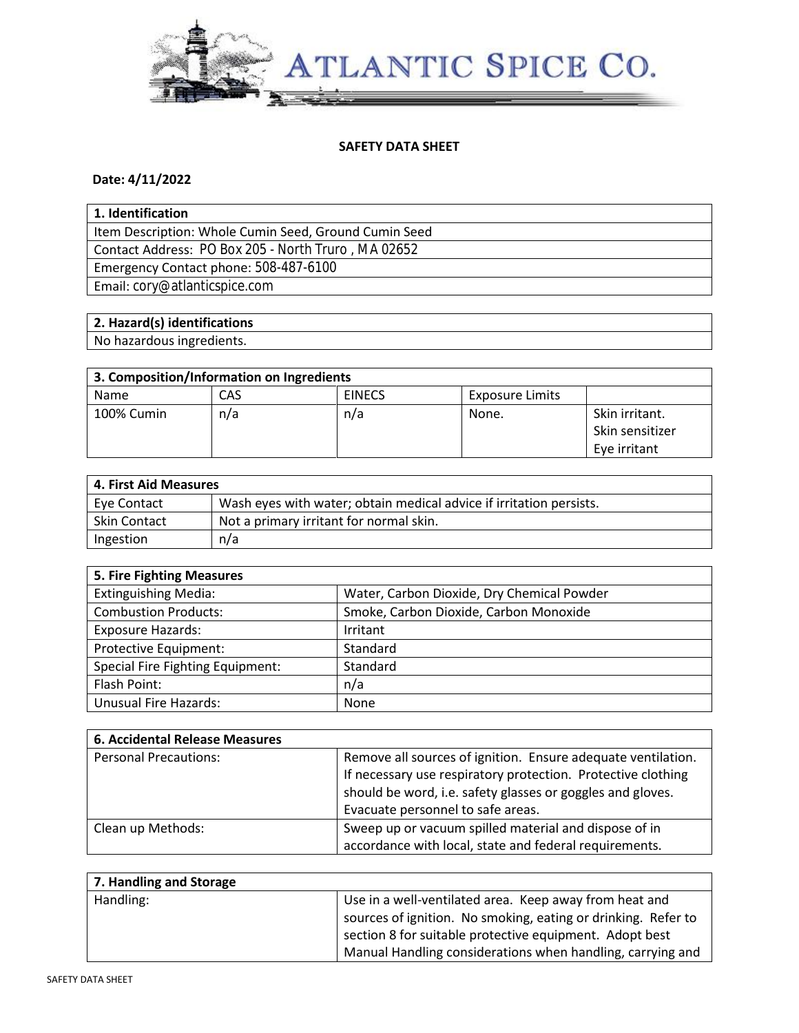ATLANTIC SPICE CO.

**SAFETY DATA SHEET**

**Date: 4/11/2022**

| **1. Identification** |
|---|
| Item Description: Whole Cumin Seed, Ground Cumin Seed |
| Contact Address: PO Box 205 - North Truro , MA 02652 |
| Emergency Contact phone: 508-487-6100 |
| Email: cory@atlanticspice.com |

| **2. Hazard(s) identifications** |
|---|
| No hazardous ingredients. |

| **3. Composition/Information on Ingredients** | | | | |
|---|---|---|---|---|
| Name | CAS | EINECS | Exposure Limits | |
| 100% Cumin | n/a | n/a | None. | Skin irritant.<br>Skin sensitizer<br>Eye irritant |

| **4. First Aid Measures** | |
|---|---|
| Eye Contact | Wash eyes with water; obtain medical advice if irritation persists. |
| Skin Contact | Not a primary irritant for normal skin. |
| Ingestion | n/a |

| **5. Fire Fighting Measures** | |
|---|---|
| Extinguishing Media: | Water, Carbon Dioxide, Dry Chemical Powder |
| Combustion Products: | Smoke, Carbon Dioxide, Carbon Monoxide |
| Exposure Hazards: | Irritant |
| Protective Equipment: | Standard |
| Special Fire Fighting Equipment: | Standard |
| Flash Point: | n/a |
| Unusual Fire Hazards: | None |

| **6. Accidental Release Measures** | |
|---|---|
| Personal Precautions: | Remove all sources of ignition. Ensure adequate ventilation. If necessary use respiratory protection. Protective clothing should be word, i.e. safety glasses or goggles and gloves. Evacuate personnel to safe areas. |
| Clean up Methods: | Sweep up or vacuum spilled material and dispose of in accordance with local, state and federal requirements. |

| **7. Handling and Storage** | |
|---|---|
| Handling: | Use in a well-ventilated area. Keep away from heat and sources of ignition. No smoking, eating or drinking. Refer to section 8 for suitable protective equipment. Adopt best Manual Handling considerations when handling, carrying and |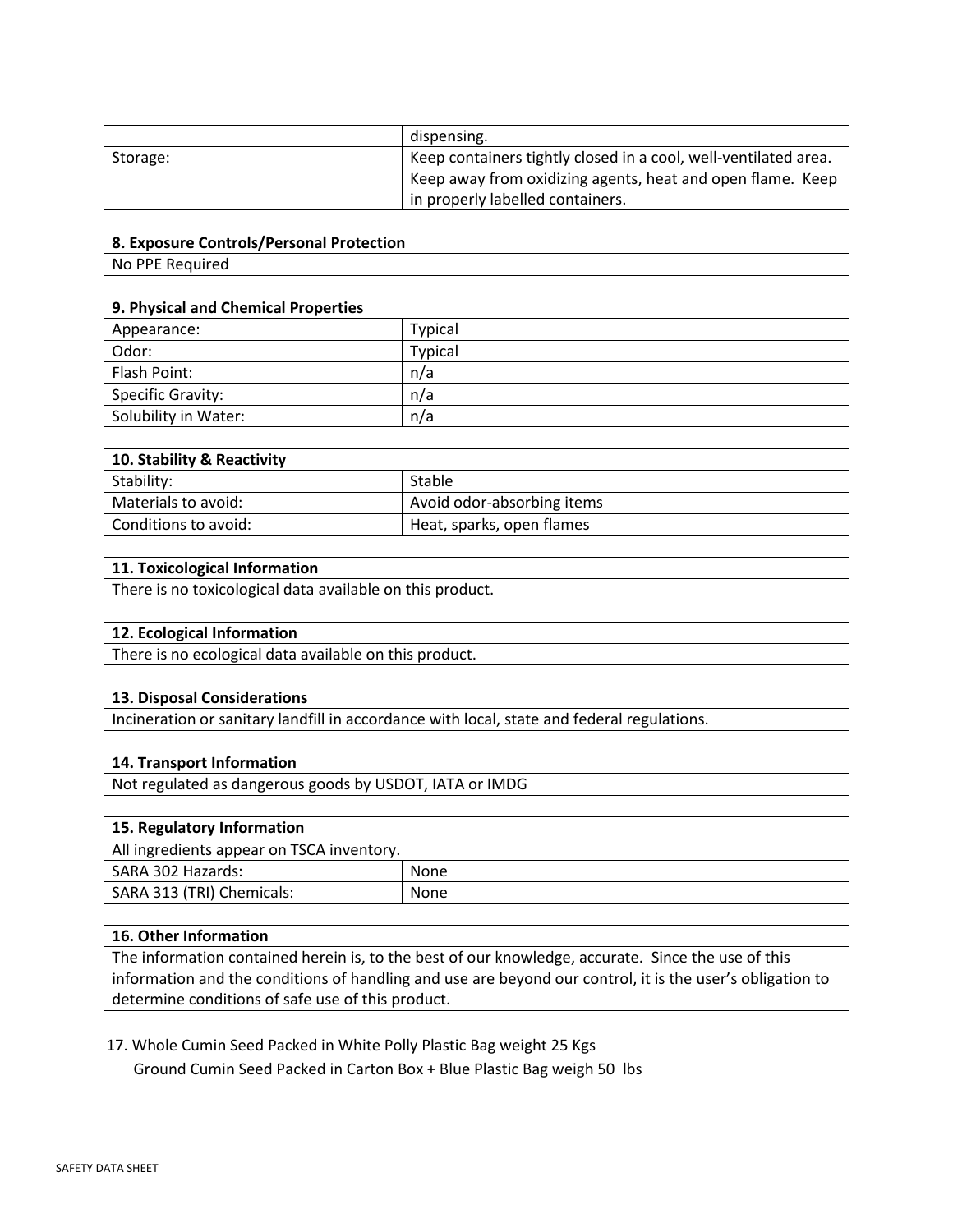| | |
|---|---|
| | dispensing. |
| Storage: | Keep containers tightly closed in a cool, well-ventilated area. Keep away from oxidizing agents, heat and open flame. Keep in properly labelled containers. |

| **8. Exposure Controls/Personal Protection** |
|---|
| No PPE Required |

| **9. Physical and Chemical Properties** | |
|---|---|
| Appearance: | Typical |
| Odor: | Typical |
| Flash Point: | n/a |
| Specific Gravity: | n/a |
| Solubility in Water: | n/a |

| **10. Stability & Reactivity** | |
|---|---|
| Stability: | Stable |
| Materials to avoid: | Avoid odor-absorbing items |
| Conditions to avoid: | Heat, sparks, open flames |

| **11. Toxicological Information** |
|---|
| There is no toxicological data available on this product. |

| **12. Ecological Information** |
|---|
| There is no ecological data available on this product. |

| **13. Disposal Considerations** |
|---|
| Incineration or sanitary landfill in accordance with local, state and federal regulations. |

| **14. Transport Information** |
|---|
| Not regulated as dangerous goods by USDOT, IATA or IMDG |

| **15. Regulatory Information** | |
|---|---|
| All ingredients appear on TSCA inventory. | |
| SARA 302 Hazards: | None |
| SARA 313 (TRI) Chemicals: | None |

| **16. Other Information** |
|---|
| The information contained herein is, to the best of our knowledge, accurate. Since the use of this information and the conditions of handling and use are beyond our control, it is the user's obligation to determine conditions of safe use of this product. |

17. Whole Cumin Seed Packed in White Polly Plastic Bag weight 25 Kgs
 Ground Cumin Seed Packed in Carton Box + Blue Plastic Bag weigh 50 lbs